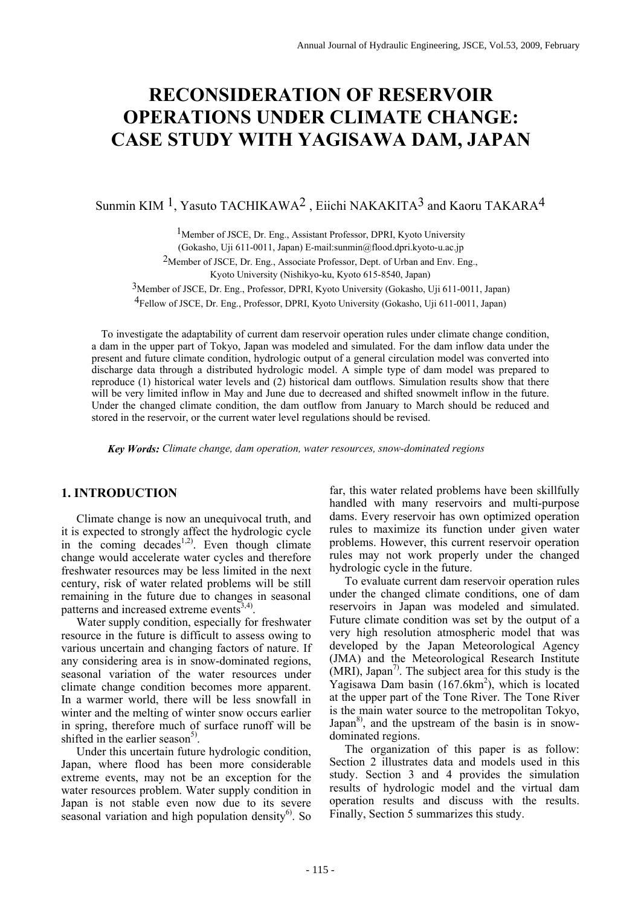# RECONSIDERATION OF RESERVOIR OPERATIONS UNDER CLIMATE CHANGE: CASE STUDY WITH YAGISAWA DAM, JAPAN

Sunmin KIM [1], Yasuto TACHIKAWA[2] , Eiichi NAKAKITA[3] and Kaoru TAKARA[4]

[1]Member of JSCE, Dr. Eng., Assistant Professor, DPRI, Kyoto University (Gokasho, Uji 611-0011, Japan) E-mail:sunmin@flood.dpri.kyoto-u.ac.jp

[2]Member of JSCE, Dr. Eng., Associate Professor, Dept. of Urban and Env. Eng., Kyoto University (Nishikyo-ku, Kyoto 615-8540, Japan)

[3]Member of JSCE, Dr. Eng., Professor, DPRI, Kyoto University (Gokasho, Uji 611-0011, Japan)

[4]Fellow of JSCE, Dr. Eng., Professor, DPRI, Kyoto University (Gokasho, Uji 611-0011, Japan)

To investigate the adaptability of current dam reservoir operation rules under climate change condition, a dam in the upper part of Tokyo, Japan was modeled and simulated. For the dam inflow data under the present and future climate condition, hydrologic output of a general circulation model was converted into discharge data through a distributed hydrologic model. A simple type of dam model was prepared to reproduce (1) historical water levels and (2) historical dam outflows. Simulation results show that there will be very limited inflow in May and June due to decreased and shifted snowmelt inflow in the future. Under the changed climate condition, the dam outflow from January to March should be reduced and stored in the reservoir, or the current water level regulations should be revised.

***Key Words:*** *Climate change, dam operation, water resources, snow-dominated regions*

## 1. INTRODUCTION

Climate change is now an unequivocal truth, and it is expected to strongly affect the hydrologic cycle in the coming decades[1,2]. Even though climate change would accelerate water cycles and therefore freshwater resources may be less limited in the next century, risk of water related problems will be still remaining in the future due to changes in seasonal patterns and increased extreme events[3,4].

Water supply condition, especially for freshwater resource in the future is difficult to assess owing to various uncertain and changing factors of nature. If any considering area is in snow-dominated regions, seasonal variation of the water resources under climate change condition becomes more apparent. In a warmer world, there will be less snowfall in winter and the melting of winter snow occurs earlier in spring, therefore much of surface runoff will be shifted in the earlier season[5].

Under this uncertain future hydrologic condition, Japan, where flood has been more considerable extreme events, may not be an exception for the water resources problem. Water supply condition in Japan is not stable even now due to its severe seasonal variation and high population density[6]. So far, this water related problems have been skillfully handled with many reservoirs and multi-purpose dams. Every reservoir has own optimized operation rules to maximize its function under given water problems. However, this current reservoir operation rules may not work properly under the changed hydrologic cycle in the future.

To evaluate current dam reservoir operation rules under the changed climate conditions, one of dam reservoirs in Japan was modeled and simulated. Future climate condition was set by the output of a very high resolution atmospheric model that was developed by the Japan Meteorological Agency (JMA) and the Meteorological Research Institute (MRI), Japan[7]. The subject area for this study is the Yagisawa Dam basin (167.6km$^2$), which is located at the upper part of the Tone River. The Tone River is the main water source to the metropolitan Tokyo, Japan[8], and the upstream of the basin is in snow-dominated regions.

The organization of this paper is as follow: Section 2 illustrates data and models used in this study. Section 3 and 4 provides the simulation results of hydrologic model and the virtual dam operation results and discuss with the results. Finally, Section 5 summarizes this study.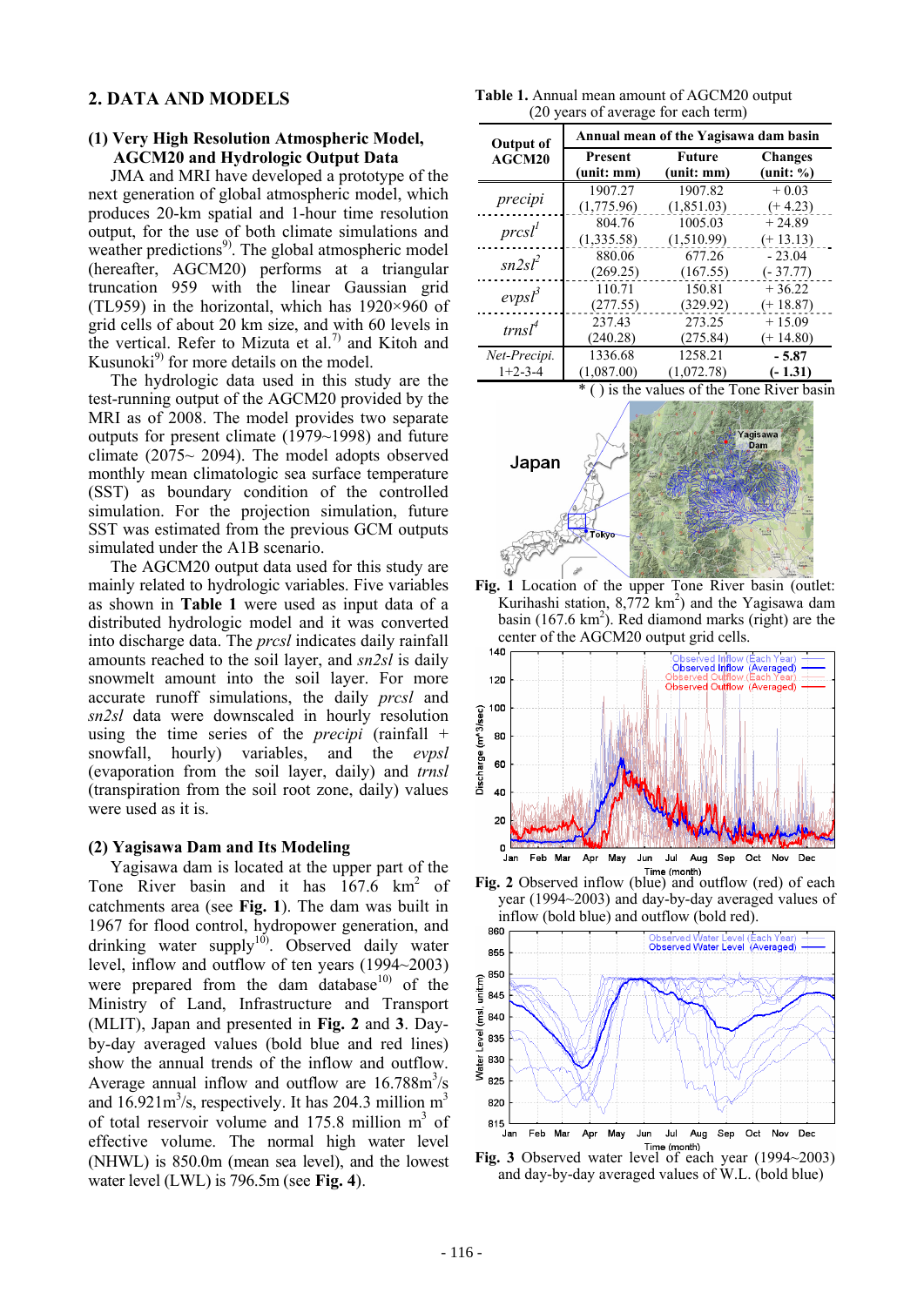## 2. DATA AND MODELS

### (1) Very High Resolution Atmospheric Model, AGCM20 and Hydrologic Output Data

JMA and MRI have developed a prototype of the next generation of global atmospheric model, which produces 20-km spatial and 1-hour time resolution output, for the use of both climate simulations and weather predictions[9]. The global atmospheric model (hereafter, AGCM20) performs at a triangular truncation 959 with the linear Gaussian grid (TL959) in the horizontal, which has 1920×960 of grid cells of about 20 km size, and with 60 levels in the vertical. Refer to Mizuta et al.[7] and Kitoh and Kusunoki[9] for more details on the model.

The hydrologic data used in this study are the test-running output of the AGCM20 provided by the MRI as of 2008. The model provides two separate outputs for present climate (1979~1998) and future climate (2075~ 2094). The model adopts observed monthly mean climatologic sea surface temperature (SST) as boundary condition of the controlled simulation. For the projection simulation, future SST was estimated from the previous GCM outputs simulated under the A1B scenario.

The AGCM20 output data used for this study are mainly related to hydrologic variables. Five variables as shown in **Table 1** were used as input data of a distributed hydrologic model and it was converted into discharge data. The *prcsl* indicates daily rainfall amounts reached to the soil layer, and *sn2sl* is daily snowmelt amount into the soil layer. For more accurate runoff simulations, the daily *prcsl* and *sn2sl* data were downscaled in hourly resolution using the time series of the *precipi* (rainfall + snowfall, hourly) variables, and the *evpsl* (evaporation from the soil layer, daily) and *trnsl* (transpiration from the soil root zone, daily) values were used as it is.

### (2) Yagisawa Dam and Its Modeling

Yagisawa dam is located at the upper part of the Tone River basin and it has 167.6 km$^2$ of catchments area (see **Fig. 1**). The dam was built in 1967 for flood control, hydropower generation, and drinking water supply[10]. Observed daily water level, inflow and outflow of ten years (1994~2003) were prepared from the dam database[10] of the Ministry of Land, Infrastructure and Transport (MLIT), Japan and presented in **Fig. 2** and **3**. Day-by-day averaged values (bold blue and red lines) show the annual trends of the inflow and outflow. Average annual inflow and outflow are 16.788m$^3$/s and 16.921m$^3$/s, respectively. It has 204.3 million m$^3$ of total reservoir volume and 175.8 million m$^3$ of effective volume. The normal high water level (NHWL) is 850.0m (mean sea level), and the lowest water level (LWL) is 796.5m (see **Fig. 4**).

**Table 1.** Annual mean amount of AGCM20 output (20 years of average for each term)

| Output of AGCM20 | Annual mean of the Yagisawa dam basin | | |
|---|---|---|---|
| | Present (unit: mm) | Future (unit: mm) | Changes (unit: %) |
| *precipi* | 1907.27 (1,775.96) | 1907.82 (1,851.03) | + 0.03 (+ 4.23) |
| *prcsl*[1] | 804.76 (1,335.58) | 1005.03 (1,510.99) | + 24.89 (+ 13.13) |
| *sn2sl*[2] | 880.06 (269.25) | 677.26 (167.55) | - 23.04 (- 37.77) |
| *evpsl*[3] | 110.71 (277.55) | 150.81 (329.92) | + 36.22 (+ 18.87) |
| *trnsl*[4] | 237.43 (240.28) | 273.25 (275.84) | + 15.09 (+ 14.80) |
| *Net-Precipi.* 1+2-3-4 | 1336.68 (1,087.00) | 1258.21 (1,072.78) | **- 5.87 (- 1.31)** |

\* ( ) is the values of the Tone River basin

**Fig. 1** Location of the upper Tone River basin (outlet: Kurihashi station, 8,772 km$^2$) and the Yagisawa dam basin (167.6 km$^2$). Red diamond marks (right) are the center of the AGCM20 output grid cells.

**Fig. 2** Observed inflow (blue) and outflow (red) of each year (1994~2003) and day-by-day averaged values of inflow (bold blue) and outflow (bold red).

**Fig. 3** Observed water level of each year (1994~2003) and day-by-day averaged values of W.L. (bold blue)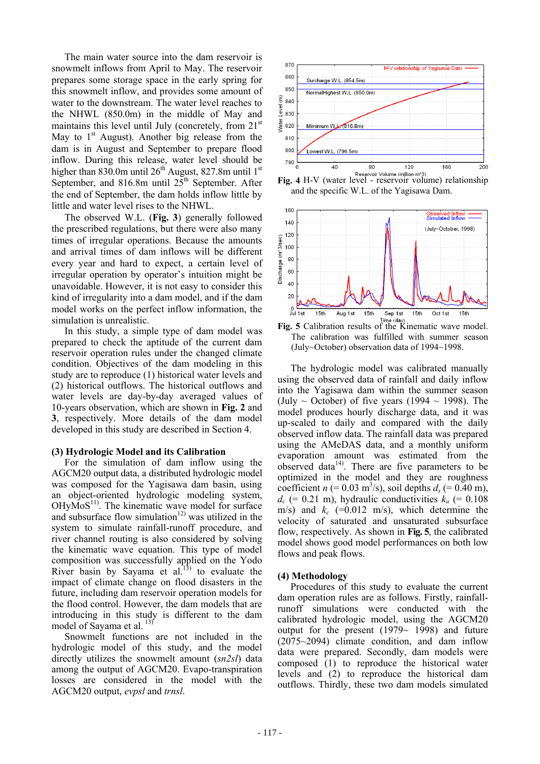The main water source into the dam reservoir is snowmelt inflows from April to May. The reservoir prepares some storage space in the early spring for this snowmelt inflow, and provides some amount of water to the downstream. The water level reaches to the NHWL (850.0m) in the middle of May and maintains this level until July (concretely, from 21st May to 1st August). Another big release from the dam is in August and September to prepare flood inflow. During this release, water level should be higher than 830.0m until 26th August, 827.8m until 1st September, and 816.8m until 25th September. After the end of September, the dam holds inflow little by little and water level rises to the NHWL.

The observed W.L. (**Fig. 3**) generally followed the prescribed regulations, but there were also many times of irregular operations. Because the amounts and arrival times of dam inflows will be different every year and hard to expect, a certain level of irregular operation by operator's intuition might be unavoidable. However, it is not easy to consider this kind of irregularity into a dam model, and if the dam model works on the perfect inflow information, the simulation is unrealistic.

In this study, a simple type of dam model was prepared to check the aptitude of the current dam reservoir operation rules under the changed climate condition. Objectives of the dam modeling in this study are to reproduce (1) historical water levels and (2) historical outflows. The historical outflows and water levels are day-by-day averaged values of 10-years observation, which are shown in **Fig. 2** and **3**, respectively. More details of the dam model developed in this study are described in Section 4.

### (3) Hydrologic Model and its Calibration

For the simulation of dam inflow using the AGCM20 output data, a distributed hydrologic model was composed for the Yagisawa dam basin, using an object-oriented hydrologic modeling system, OHyMoS[11]. The kinematic wave model for surface and subsurface flow simulation[12] was utilized in the system to simulate rainfall-runoff procedure, and river channel routing is also considered by solving the kinematic wave equation. This type of model composition was successfully applied on the Yodo River basin by Sayama et al.[13] to evaluate the impact of climate change on flood disasters in the future, including dam reservoir operation models for the flood control. However, the dam models that are introducing in this study is different to the dam model of Sayama et al.[13]

Snowmelt functions are not included in the hydrologic model of this study, and the model directly utilizes the snowmelt amount (*sn2sl*) data among the output of AGCM20. Evapo-transpiration losses are considered in the model with the AGCM20 output, *evpsl* and *trnsl*.

**Fig. 4** H-V (water level - reservoir volume) relationship and the specific W.L. of the Yagisawa Dam.

**Fig. 5** Calibration results of the Kinematic wave model. The calibration was fulfilled with summer season (July~October) observation data of 1994~1998.

The hydrologic model was calibrated manually using the observed data of rainfall and daily inflow into the Yagisawa dam within the summer season (July ~ October) of five years (1994 ~ 1998). The model produces hourly discharge data, and it was up-scaled to daily and compared with the daily observed inflow data. The rainfall data was prepared using the AMeDAS data, and a monthly uniform evaporation amount was estimated from the observed data[14]. There are five parameters to be optimized in the model and they are roughness coefficient $n$ (= 0.03 $m^3$/s), soil depths $d_s$ (= 0.40 m), $d_c$ (= 0.21 m), hydraulic conductivities $k_a$ (= 0.108 m/s) and $k_c$ (=0.012 m/s), which determine the velocity of saturated and unsaturated subsurface flow, respectively. As shown in **Fig. 5**, the calibrated model shows good model performances on both low flows and peak flows.

### (4) Methodology

Procedures of this study to evaluate the current dam operation rules are as follows. Firstly, rainfall-runoff simulations were conducted with the calibrated hydrologic model, using the AGCM20 output for the present (1979~ 1998) and future (2075~2094) climate condition, and dam inflow data were prepared. Secondly, dam models were composed (1) to reproduce the historical water levels and (2) to reproduce the historical dam outflows. Thirdly, these two dam models simulated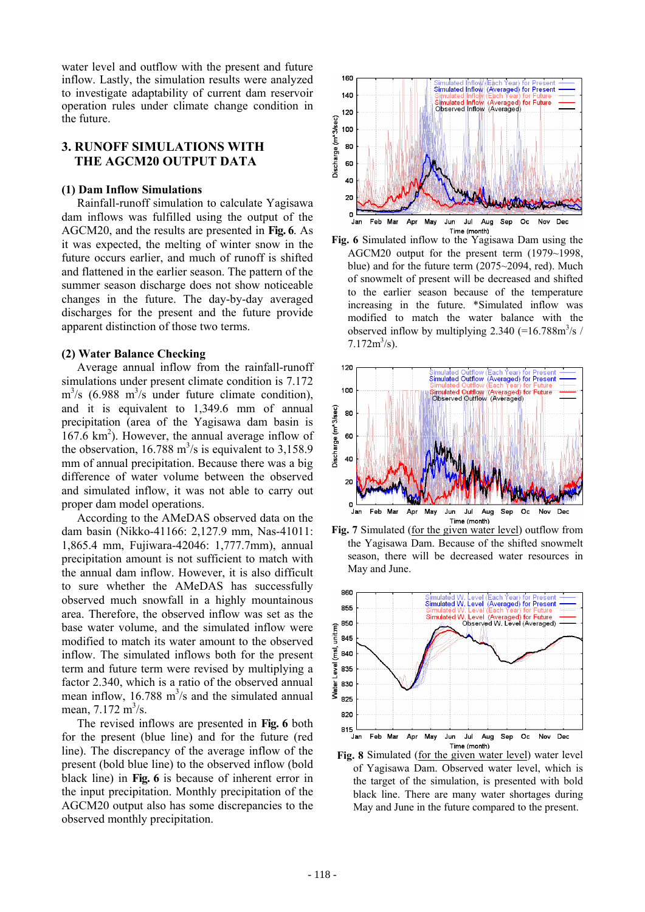water level and outflow with the present and future inflow. Lastly, the simulation results were analyzed to investigate adaptability of current dam reservoir operation rules under climate change condition in the future.

## 3. RUNOFF SIMULATIONS WITH THE AGCM20 OUTPUT DATA

### (1) Dam Inflow Simulations

Rainfall-runoff simulation to calculate Yagisawa dam inflows was fulfilled using the output of the AGCM20, and the results are presented in **Fig. 6**. As it was expected, the melting of winter snow in the future occurs earlier, and much of runoff is shifted and flattened in the earlier season. The pattern of the summer season discharge does not show noticeable changes in the future. The day-by-day averaged discharges for the present and the future provide apparent distinction of those two terms.

### (2) Water Balance Checking

Average annual inflow from the rainfall-runoff simulations under present climate condition is 7.172 $m^3/s$ (6.988 $m^3/s$ under future climate condition), and it is equivalent to 1,349.6 mm of annual precipitation (area of the Yagisawa dam basin is 167.6 $km^2$). However, the annual average inflow of the observation, 16.788 $m^3/s$ is equivalent to 3,158.9 mm of annual precipitation. Because there was a big difference of water volume between the observed and simulated inflow, it was not able to carry out proper dam model operations.

According to the AMeDAS observed data on the dam basin (Nikko-41166: 2,127.9 mm, Nas-41011: 1,865.4 mm, Fujiwara-42046: 1,777.7mm), annual precipitation amount is not sufficient to match with the annual dam inflow. However, it is also difficult to sure whether the AMeDAS has successfully observed much snowfall in a highly mountainous area. Therefore, the observed inflow was set as the base water volume, and the simulated inflow were modified to match its water amount to the observed inflow. The simulated inflows both for the present term and future term were revised by multiplying a factor 2.340, which is a ratio of the observed annual mean inflow, 16.788 $m^3/s$ and the simulated annual mean, 7.172 $m^3/s$.

The revised inflows are presented in **Fig. 6** both for the present (blue line) and for the future (red line). The discrepancy of the average inflow of the present (bold blue line) to the observed inflow (bold black line) in **Fig. 6** is because of inherent error in the input precipitation. Monthly precipitation of the AGCM20 output also has some discrepancies to the observed monthly precipitation.

**Fig. 6** Simulated inflow to the Yagisawa Dam using the AGCM20 output for the present term (1979~1998, blue) and for the future term (2075~2094, red). Much of snowmelt of present will be decreased and shifted to the earlier season because of the temperature increasing in the future. *Simulated inflow was modified to match the water balance with the observed inflow by multiplying 2.340 (=16.788$m^3/s$ / 7.172$m^3/s$).

**Fig. 7** Simulated (for the given water level) outflow from the Yagisawa Dam. Because of the shifted snowmelt season, there will be decreased water resources in May and June.

**Fig. 8** Simulated (for the given water level) water level of Yagisawa Dam. Observed water level, which is the target of the simulation, is presented with bold black line. There are many water shortages during May and June in the future compared to the present.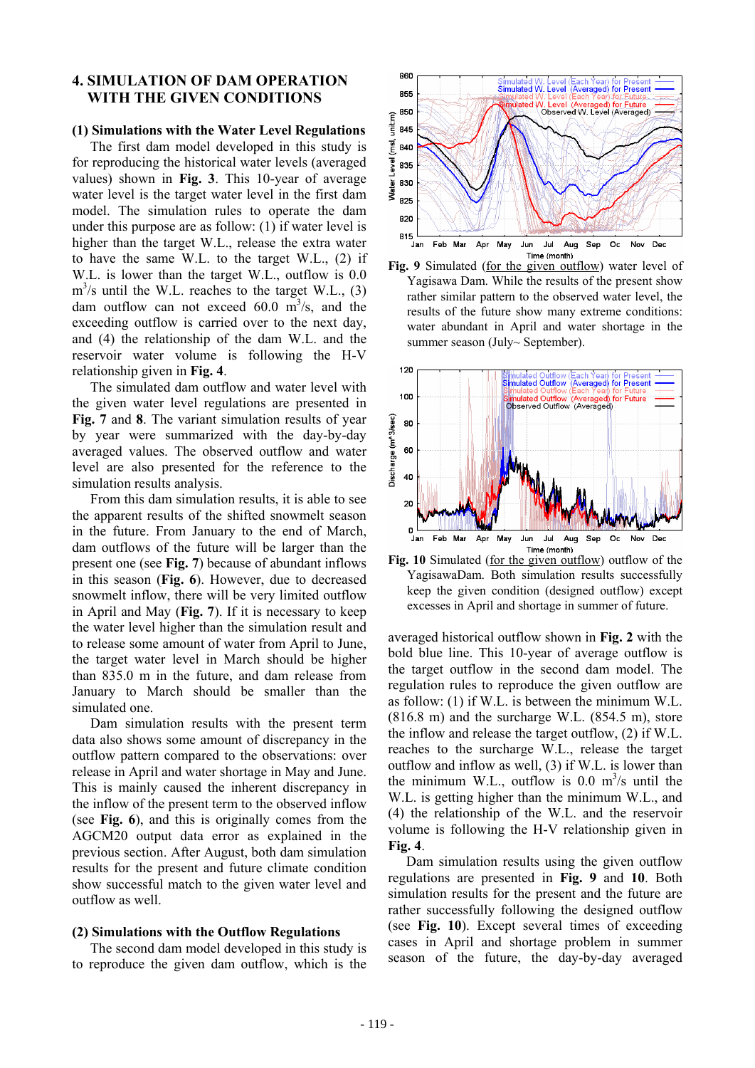## 4. SIMULATION OF DAM OPERATION WITH THE GIVEN CONDITIONS

### (1) Simulations with the Water Level Regulations

The first dam model developed in this study is for reproducing the historical water levels (averaged values) shown in **Fig. 3**. This 10-year of average water level is the target water level in the first dam model. The simulation rules to operate the dam under this purpose are as follow: (1) if water level is higher than the target W.L., release the extra water to have the same W.L. to the target W.L., (2) if W.L. is lower than the target W.L., outflow is 0.0 $m^3/s$ until the W.L. reaches to the target W.L., (3) dam outflow can not exceed 60.0 $m^3/s$, and the exceeding outflow is carried over to the next day, and (4) the relationship of the dam W.L. and the reservoir water volume is following the H-V relationship given in **Fig. 4**.

The simulated dam outflow and water level with the given water level regulations are presented in **Fig. 7** and **8**. The variant simulation results of year by year were summarized with the day-by-day averaged values. The observed outflow and water level are also presented for the reference to the simulation results analysis.

From this dam simulation results, it is able to see the apparent results of the shifted snowmelt season in the future. From January to the end of March, dam outflows of the future will be larger than the present one (see **Fig. 7**) because of abundant inflows in this season (**Fig. 6**). However, due to decreased snowmelt inflow, there will be very limited outflow in April and May (**Fig. 7**). If it is necessary to keep the water level higher than the simulation result and to release some amount of water from April to June, the target water level in March should be higher than 835.0 m in the future, and dam release from January to March should be smaller than the simulated one.

Dam simulation results with the present term data also shows some amount of discrepancy in the outflow pattern compared to the observations: over release in April and water shortage in May and June. This is mainly caused the inherent discrepancy in the inflow of the present term to the observed inflow (see **Fig. 6**), and this is originally comes from the AGCM20 output data error as explained in the previous section. After August, both dam simulation results for the present and future climate condition show successful match to the given water level and outflow as well.

### (2) Simulations with the Outflow Regulations

The second dam model developed in this study is to reproduce the given dam outflow, which is the averaged historical outflow shown in **Fig. 2** with the bold blue line. This 10-year of average outflow is the target outflow in the second dam model. The regulation rules to reproduce the given outflow are as follow: (1) if W.L. is between the minimum W.L. (816.8 m) and the surcharge W.L. (854.5 m), store the inflow and release the target outflow, (2) if W.L. reaches to the surcharge W.L., release the target outflow and inflow as well, (3) if W.L. is lower than the minimum W.L., outflow is 0.0 $m^3/s$ until the W.L. is getting higher than the minimum W.L., and (4) the relationship of the W.L. and the reservoir volume is following the H-V relationship given in **Fig. 4**.

Dam simulation results using the given outflow regulations are presented in **Fig. 9** and **10**. Both simulation results for the present and the future are rather successfully following the designed outflow (see **Fig. 10**). Except several times of exceeding cases in April and shortage problem in summer season of the future, the day-by-day averaged

**Fig. 9** Simulated (for the given outflow) water level of Yagisawa Dam. While the results of the present show rather similar pattern to the observed water level, the results of the future show many extreme conditions: water abundant in April and water shortage in the summer season (July~ September).

**Fig. 10** Simulated (for the given outflow) outflow of the YagisawaDam. Both simulation results successfully keep the given condition (designed outflow) except excesses in April and shortage in summer of future.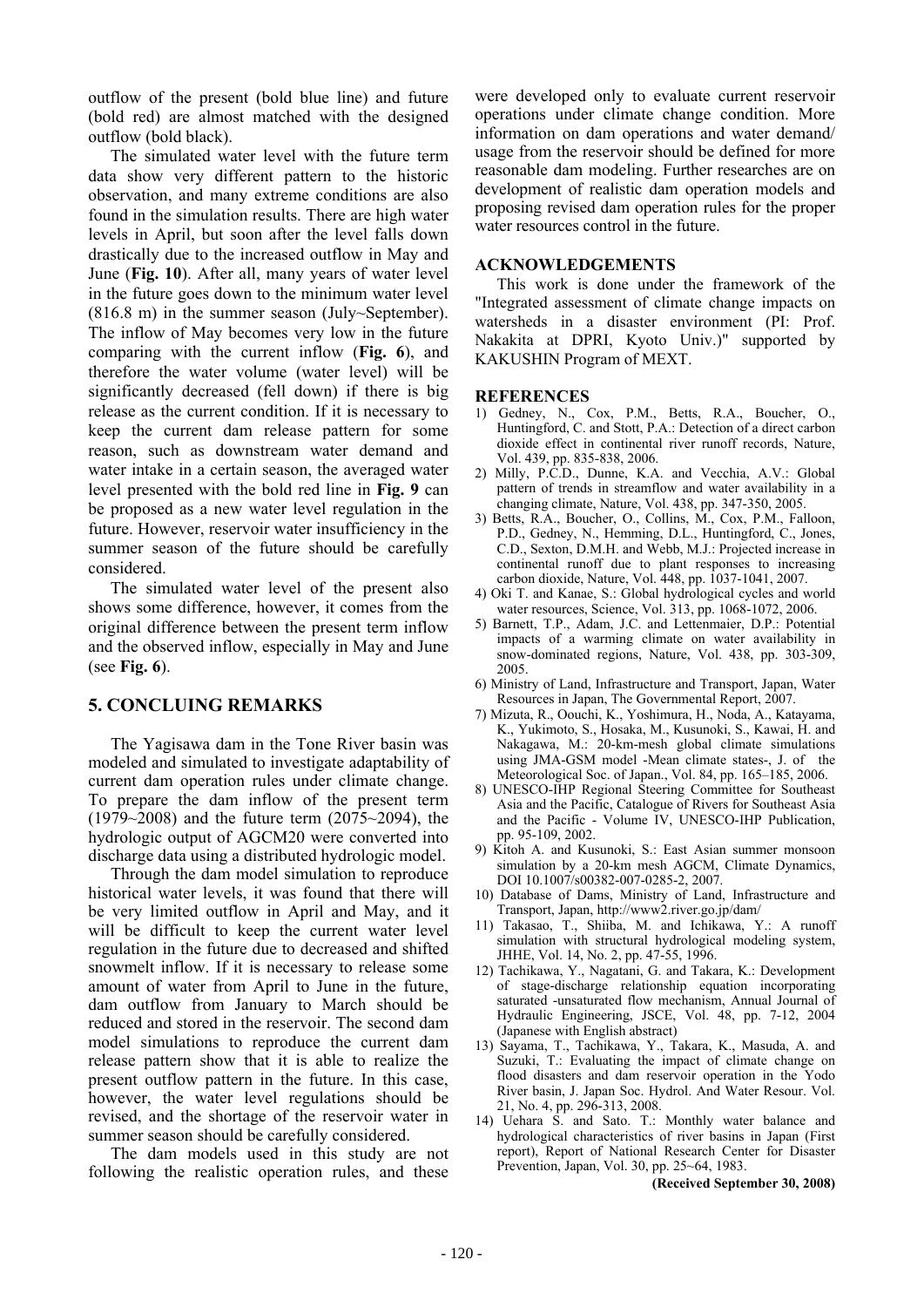outflow of the present (bold blue line) and future (bold red) are almost matched with the designed outflow (bold black).

The simulated water level with the future term data show very different pattern to the historic observation, and many extreme conditions are also found in the simulation results. There are high water levels in April, but soon after the level falls down drastically due to the increased outflow in May and June (**Fig. 10**). After all, many years of water level in the future goes down to the minimum water level (816.8 m) in the summer season (July~September). The inflow of May becomes very low in the future comparing with the current inflow (**Fig. 6**), and therefore the water volume (water level) will be significantly decreased (fell down) if there is big release as the current condition. If it is necessary to keep the current dam release pattern for some reason, such as downstream water demand and water intake in a certain season, the averaged water level presented with the bold red line in **Fig. 9** can be proposed as a new water level regulation in the future. However, reservoir water insufficiency in the summer season of the future should be carefully considered.

The simulated water level of the present also shows some difference, however, it comes from the original difference between the present term inflow and the observed inflow, especially in May and June (see **Fig. 6**).

## 5. CONCLUING REMARKS

The Yagisawa dam in the Tone River basin was modeled and simulated to investigate adaptability of current dam operation rules under climate change. To prepare the dam inflow of the present term (1979~2008) and the future term (2075~2094), the hydrologic output of AGCM20 were converted into discharge data using a distributed hydrologic model.

Through the dam model simulation to reproduce historical water levels, it was found that there will be very limited outflow in April and May, and it will be difficult to keep the current water level regulation in the future due to decreased and shifted snowmelt inflow. If it is necessary to release some amount of water from April to June in the future, dam outflow from January to March should be reduced and stored in the reservoir. The second dam model simulations to reproduce the current dam release pattern show that it is able to realize the present outflow pattern in the future. In this case, however, the water level regulations should be revised, and the shortage of the reservoir water in summer season should be carefully considered.

The dam models used in this study are not following the realistic operation rules, and these were developed only to evaluate current reservoir operations under climate change condition. More information on dam operations and water demand/ usage from the reservoir should be defined for more reasonable dam modeling. Further researches are on development of realistic dam operation models and proposing revised dam operation rules for the proper water resources control in the future.

## ACKNOWLEDGEMENTS

This work is done under the framework of the "Integrated assessment of climate change impacts on watersheds in a disaster environment (PI: Prof. Nakakita at DPRI, Kyoto Univ.)" supported by KAKUSHIN Program of MEXT.

## REFERENCES

1) Gedney, N., Cox, P.M., Betts, R.A., Boucher, O., Huntingford, C. and Stott, P.A.: Detection of a direct carbon dioxide effect in continental river runoff records, Nature, Vol. 439, pp. 835-838, 2006.
2) Milly, P.C.D., Dunne, K.A. and Vecchia, A.V.: Global pattern of trends in streamflow and water availability in a changing climate, Nature, Vol. 438, pp. 347-350, 2005.
3) Betts, R.A., Boucher, O., Collins, M., Cox, P.M., Falloon, P.D., Gedney, N., Hemming, D.L., Huntingford, C., Jones, C.D., Sexton, D.M.H. and Webb, M.J.: Projected increase in continental runoff due to plant responses to increasing carbon dioxide, Nature, Vol. 448, pp. 1037-1041, 2007.
4) Oki T. and Kanae, S.: Global hydrological cycles and world water resources, Science, Vol. 313, pp. 1068-1072, 2006.
5) Barnett, T.P., Adam, J.C. and Lettenmaier, D.P.: Potential impacts of a warming climate on water availability in snow-dominated regions, Nature, Vol. 438, pp. 303-309, 2005.
6) Ministry of Land, Infrastructure and Transport, Japan, Water Resources in Japan, The Governmental Report, 2007.
7) Mizuta, R., Oouchi, K., Yoshimura, H., Noda, A., Katayama, K., Yukimoto, S., Hosaka, M., Kusunoki, S., Kawai, H. and Nakagawa, M.: 20-km-mesh global climate simulations using JMA-GSM model -Mean climate states-, J. of the Meteorological Soc. of Japan., Vol. 84, pp. 165–185, 2006.
8) UNESCO-IHP Regional Steering Committee for Southeast Asia and the Pacific, Catalogue of Rivers for Southeast Asia and the Pacific - Volume IV, UNESCO-IHP Publication, pp. 95-109, 2002.
9) Kitoh A. and Kusunoki, S.: East Asian summer monsoon simulation by a 20-km mesh AGCM, Climate Dynamics, DOI 10.1007/s00382-007-0285-2, 2007.
10) Database of Dams, Ministry of Land, Infrastructure and Transport, Japan, http://www2.river.go.jp/dam/
11) Takasao, T., Shiiba, M. and Ichikawa, Y.: A runoff simulation with structural hydrological modeling system, JHHE, Vol. 14, No. 2, pp. 47-55, 1996.
12) Tachikawa, Y., Nagatani, G. and Takara, K.: Development of stage-discharge relationship equation incorporating saturated -unsaturated flow mechanism, Annual Journal of Hydraulic Engineering, JSCE, Vol. 48, pp. 7-12, 2004 (Japanese with English abstract)
13) Sayama, T., Tachikawa, Y., Takara, K., Masuda, A. and Suzuki, T.: Evaluating the impact of climate change on flood disasters and dam reservoir operation in the Yodo River basin, J. Japan Soc. Hydrol. And Water Resour. Vol. 21, No. 4, pp. 296-313, 2008.
14) Uehara S. and Sato. T.: Monthly water balance and hydrological characteristics of river basins in Japan (First report), Report of National Research Center for Disaster Prevention, Japan, Vol. 30, pp. 25~64, 1983.

**(Received September 30, 2008)**